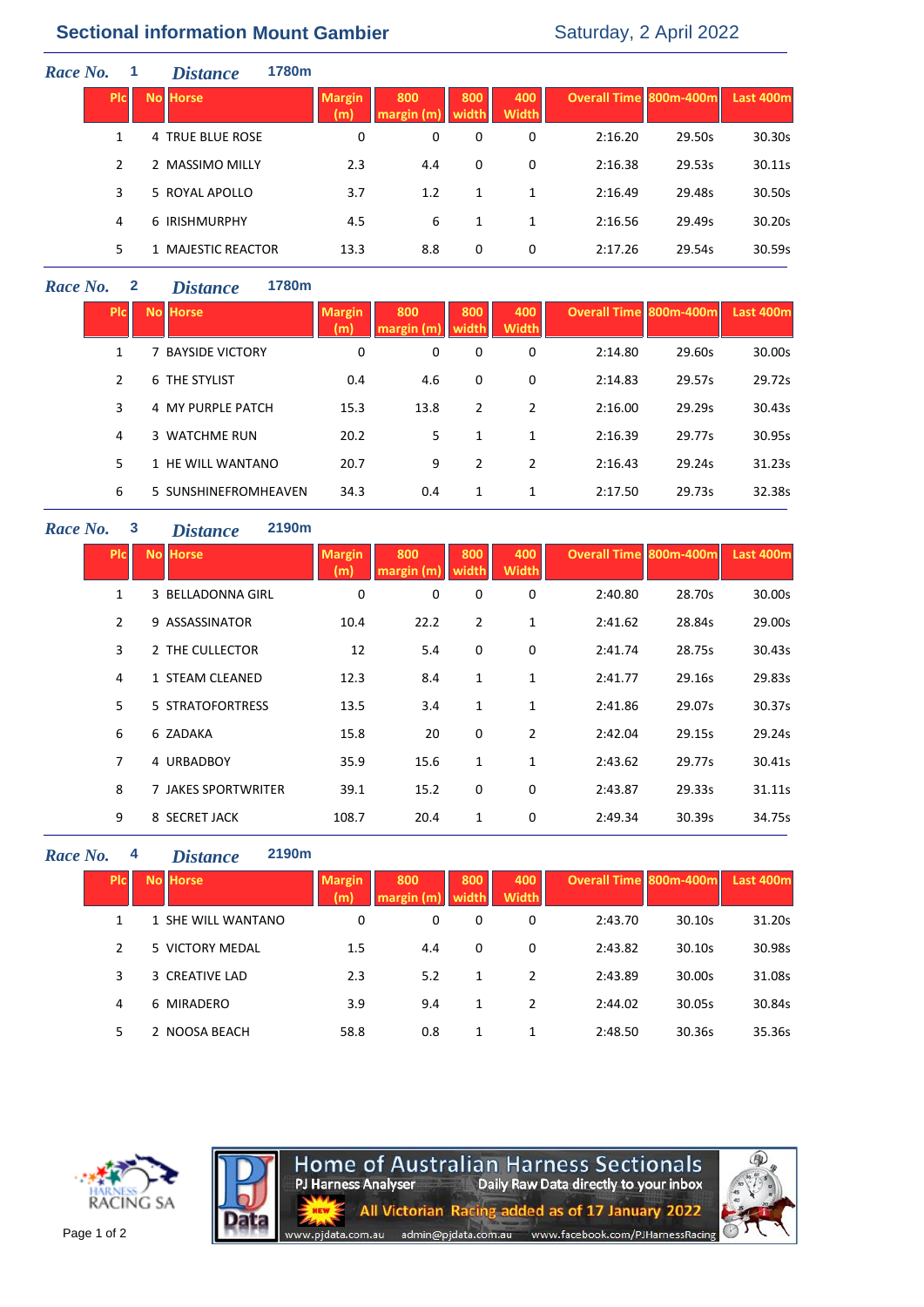# Sectional information Mount Gambier

Saturday, 2 April 2022

***Race No.*** 1 ***Distance*** 1780m

| Plc | No | Horse | Margin (m) | 800 margin (m) | 800 width | 400 Width | Overall Time | 800m-400m | Last 400m |
|---|---|---|---|---|---|---|---|---|---|
| 1 | 4 | TRUE BLUE ROSE | 0 | 0 | 0 | 0 | 2:16.20 | 29.50s | 30.30s |
| 2 | 2 | MASSIMO MILLY | 2.3 | 4.4 | 0 | 0 | 2:16.38 | 29.53s | 30.11s |
| 3 | 5 | ROYAL APOLLO | 3.7 | 1.2 | 1 | 1 | 2:16.49 | 29.48s | 30.50s |
| 4 | 6 | IRISHMURPHY | 4.5 | 6 | 1 | 1 | 2:16.56 | 29.49s | 30.20s |
| 5 | 1 | MAJESTIC REACTOR | 13.3 | 8.8 | 0 | 0 | 2:17.26 | 29.54s | 30.59s |

***Race No.*** 2 ***Distance*** 1780m

| Plc | No | Horse | Margin (m) | 800 margin (m) | 800 width | 400 Width | Overall Time | 800m-400m | Last 400m |
|---|---|---|---|---|---|---|---|---|---|
| 1 | 7 | BAYSIDE VICTORY | 0 | 0 | 0 | 0 | 2:14.80 | 29.60s | 30.00s |
| 2 | 6 | THE STYLIST | 0.4 | 4.6 | 0 | 0 | 2:14.83 | 29.57s | 29.72s |
| 3 | 4 | MY PURPLE PATCH | 15.3 | 13.8 | 2 | 2 | 2:16.00 | 29.29s | 30.43s |
| 4 | 3 | WATCHME RUN | 20.2 | 5 | 1 | 1 | 2:16.39 | 29.77s | 30.95s |
| 5 | 1 | HE WILL WANTANO | 20.7 | 9 | 2 | 2 | 2:16.43 | 29.24s | 31.23s |
| 6 | 5 | SUNSHINEFROMHEAVEN | 34.3 | 0.4 | 1 | 1 | 2:17.50 | 29.73s | 32.38s |

***Race No.*** 3 ***Distance*** 2190m

| Plc | No | Horse | Margin (m) | 800 margin (m) | 800 width | 400 Width | Overall Time | 800m-400m | Last 400m |
|---|---|---|---|---|---|---|---|---|---|
| 1 | 3 | BELLADONNA GIRL | 0 | 0 | 0 | 0 | 2:40.80 | 28.70s | 30.00s |
| 2 | 9 | ASSASSINATOR | 10.4 | 22.2 | 2 | 1 | 2:41.62 | 28.84s | 29.00s |
| 3 | 2 | THE CULLECTOR | 12 | 5.4 | 0 | 0 | 2:41.74 | 28.75s | 30.43s |
| 4 | 1 | STEAM CLEANED | 12.3 | 8.4 | 1 | 1 | 2:41.77 | 29.16s | 29.83s |
| 5 | 5 | STRATOFORTRESS | 13.5 | 3.4 | 1 | 1 | 2:41.86 | 29.07s | 30.37s |
| 6 | 6 | ZADAKA | 15.8 | 20 | 0 | 2 | 2:42.04 | 29.15s | 29.24s |
| 7 | 4 | URBADBOY | 35.9 | 15.6 | 1 | 1 | 2:43.62 | 29.77s | 30.41s |
| 8 | 7 | JAKES SPORTWRITER | 39.1 | 15.2 | 0 | 0 | 2:43.87 | 29.33s | 31.11s |
| 9 | 8 | SECRET JACK | 108.7 | 20.4 | 1 | 0 | 2:49.34 | 30.39s | 34.75s |

***Race No.*** 4 ***Distance*** 2190m

| Plc | No | Horse | Margin (m) | 800 margin (m) | 800 width | 400 Width | Overall Time | 800m-400m | Last 400m |
|---|---|---|---|---|---|---|---|---|---|
| 1 | 1 | SHE WILL WANTANO | 0 | 0 | 0 | 0 | 2:43.70 | 30.10s | 31.20s |
| 2 | 5 | VICTORY MEDAL | 1.5 | 4.4 | 0 | 0 | 2:43.82 | 30.10s | 30.98s |
| 3 | 3 | CREATIVE LAD | 2.3 | 5.2 | 1 | 2 | 2:43.89 | 30.00s | 31.08s |
| 4 | 6 | MIRADERO | 3.9 | 9.4 | 1 | 2 | 2:44.02 | 30.05s | 30.84s |
| 5 | 2 | NOOSA BEACH | 58.8 | 0.8 | 1 | 1 | 2:48.50 | 30.36s | 35.36s |

HARNESS RACING SA

Home of Australian Harness Sectionals
PJ Harness Analyser — Daily Raw Data directly to your inbox
NEW All Victorian Racing added as of 17 January 2022
www.pjdata.com.au admin@pjdata.com.au www.facebook.com/PJHarnessRacing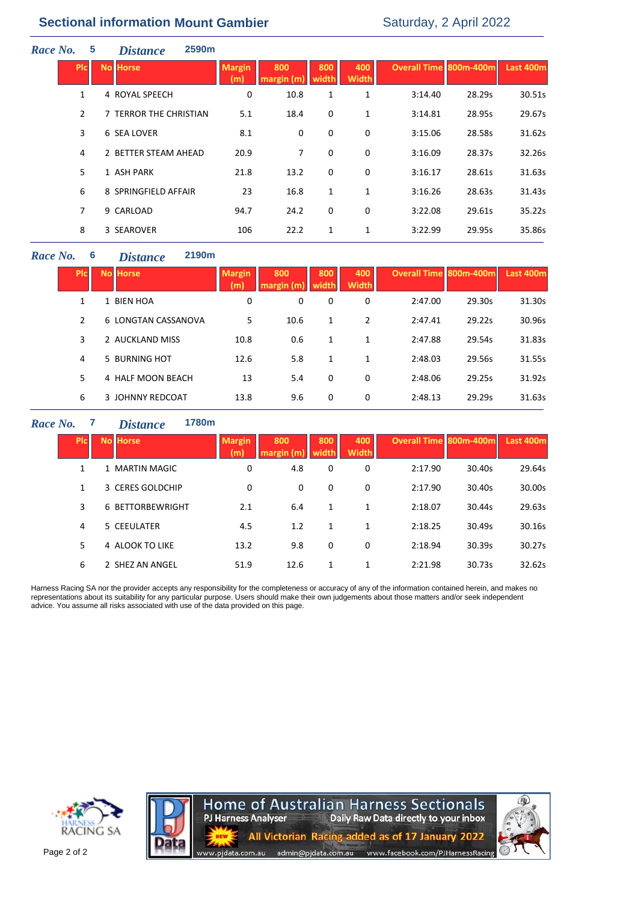## Sectional information Mount Gambier

Saturday, 2 April 2022

***Race No.*** 5 ***Distance*** 2590m

| Plc | No | Horse | Margin (m) | 800 margin (m) | 800 width | 400 Width | Overall Time | 800m-400m | Last 400m |
|---|---|---|---|---|---|---|---|---|---|
| 1 | 4 | ROYAL SPEECH | 0 | 10.8 | 1 | 1 | 3:14.40 | 28.29s | 30.51s |
| 2 | 7 | TERROR THE CHRISTIAN | 5.1 | 18.4 | 0 | 1 | 3:14.81 | 28.95s | 29.67s |
| 3 | 6 | SEA LOVER | 8.1 | 0 | 0 | 0 | 3:15.06 | 28.58s | 31.62s |
| 4 | 2 | BETTER STEAM AHEAD | 20.9 | 7 | 0 | 0 | 3:16.09 | 28.37s | 32.26s |
| 5 | 1 | ASH PARK | 21.8 | 13.2 | 0 | 0 | 3:16.17 | 28.61s | 31.63s |
| 6 | 8 | SPRINGFIELD AFFAIR | 23 | 16.8 | 1 | 1 | 3:16.26 | 28.63s | 31.43s |
| 7 | 9 | CARLOAD | 94.7 | 24.2 | 0 | 0 | 3:22.08 | 29.61s | 35.22s |
| 8 | 3 | SEAROVER | 106 | 22.2 | 1 | 1 | 3:22.99 | 29.95s | 35.86s |

***Race No.*** 6 ***Distance*** 2190m

| Plc | No | Horse | Margin (m) | 800 margin (m) | 800 width | 400 Width | Overall Time | 800m-400m | Last 400m |
|---|---|---|---|---|---|---|---|---|---|
| 1 | 1 | BIEN HOA | 0 | 0 | 0 | 0 | 2:47.00 | 29.30s | 31.30s |
| 2 | 6 | LONGTAN CASSANOVA | 5 | 10.6 | 1 | 2 | 2:47.41 | 29.22s | 30.96s |
| 3 | 2 | AUCKLAND MISS | 10.8 | 0.6 | 1 | 1 | 2:47.88 | 29.54s | 31.83s |
| 4 | 5 | BURNING HOT | 12.6 | 5.8 | 1 | 1 | 2:48.03 | 29.56s | 31.55s |
| 5 | 4 | HALF MOON BEACH | 13 | 5.4 | 0 | 0 | 2:48.06 | 29.25s | 31.92s |
| 6 | 3 | JOHNNY REDCOAT | 13.8 | 9.6 | 0 | 0 | 2:48.13 | 29.29s | 31.63s |

***Race No.*** 7 ***Distance*** 1780m

| Plc | No | Horse | Margin (m) | 800 margin (m) | 800 width | 400 Width | Overall Time | 800m-400m | Last 400m |
|---|---|---|---|---|---|---|---|---|---|
| 1 | 1 | MARTIN MAGIC | 0 | 4.8 | 0 | 0 | 2:17.90 | 30.40s | 29.64s |
| 1 | 3 | CERES GOLDCHIP | 0 | 0 | 0 | 0 | 2:17.90 | 30.40s | 30.00s |
| 3 | 6 | BETTORBEWRIGHT | 2.1 | 6.4 | 1 | 1 | 2:18.07 | 30.44s | 29.63s |
| 4 | 5 | CEEULATER | 4.5 | 1.2 | 1 | 1 | 2:18.25 | 30.49s | 30.16s |
| 5 | 4 | ALOOK TO LIKE | 13.2 | 9.8 | 0 | 0 | 2:18.94 | 30.39s | 30.27s |
| 6 | 2 | SHEZ AN ANGEL | 51.9 | 12.6 | 1 | 1 | 2:21.98 | 30.73s | 32.62s |

Harness Racing SA nor the provider accepts any responsibility for the completeness or accuracy of any of the information contained herein, and makes no representations about its suitability for any particular purpose. Users should make their own judgements about those matters and/or seek independent advice. You assume all risks associated with use of the data provided on this page.

HARNESS RACING SA

Home of Australian Harness Sectionals
PJ Harness Analyser — Daily Raw Data directly to your inbox
NEW — All Victorian Racing added as of 17 January 2022
www.pjdata.com.au admin@pjdata.com.au www.facebook.com/PJHarnessRacing